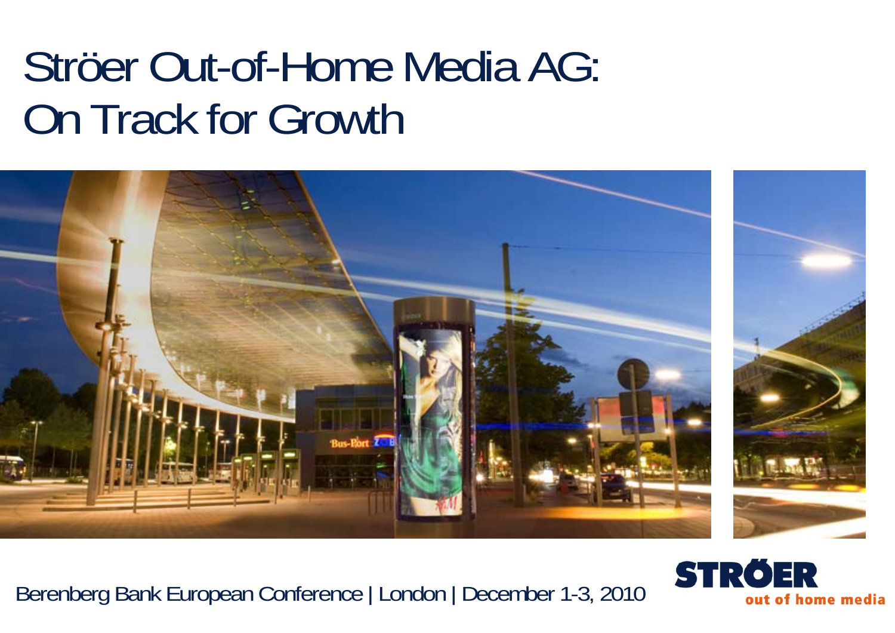# Ströer Out-of-Home Media AG: On Track for Growth

Berenberg Bank European Conference | London | December 1-3, 2010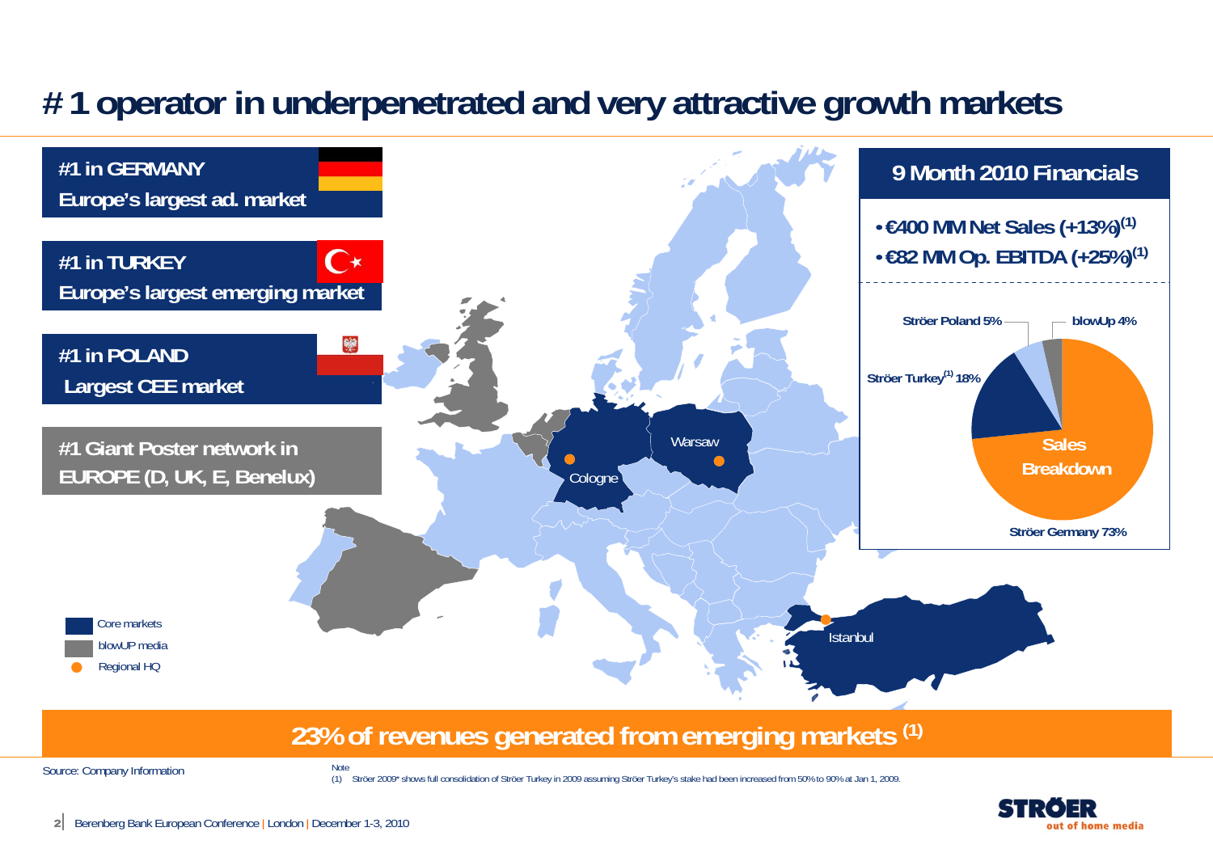# # 1 operator in underpenetrated and very attractive growth markets

**#1 in GERMANY**
**Europe's largest ad. market**

**#1 in TURKEY**
**Europe's largest emerging market**

**#1 in POLAND**
**Largest CEE market**

**#1 Giant Poster network in EUROPE (D, UK, E, Benelux)**

Cologne
Warsaw
Istanbul

- Core markets
- blowUP media
- Regional HQ

## 9 Month 2010 Financials

- €400 MM Net Sales (+13%)[1]
- €82 MM Op. EBITDA (+25%)[1]

**Sales Breakdown**

| Segment | Share |
|---|---|
| Ströer Germany | 73% |
| Ströer Turkey[1] | 18% |
| Ströer Poland | 5% |
| blowUp | 4% |

**23% of revenues generated from emerging markets [1]**

Source: Company Information

Note
(1) Ströer 2009* shows full consolidation of Ströer Turkey in 2009 assuming Ströer Turkey's stake had been increased from 50% to 90% at Jan 1, 2009.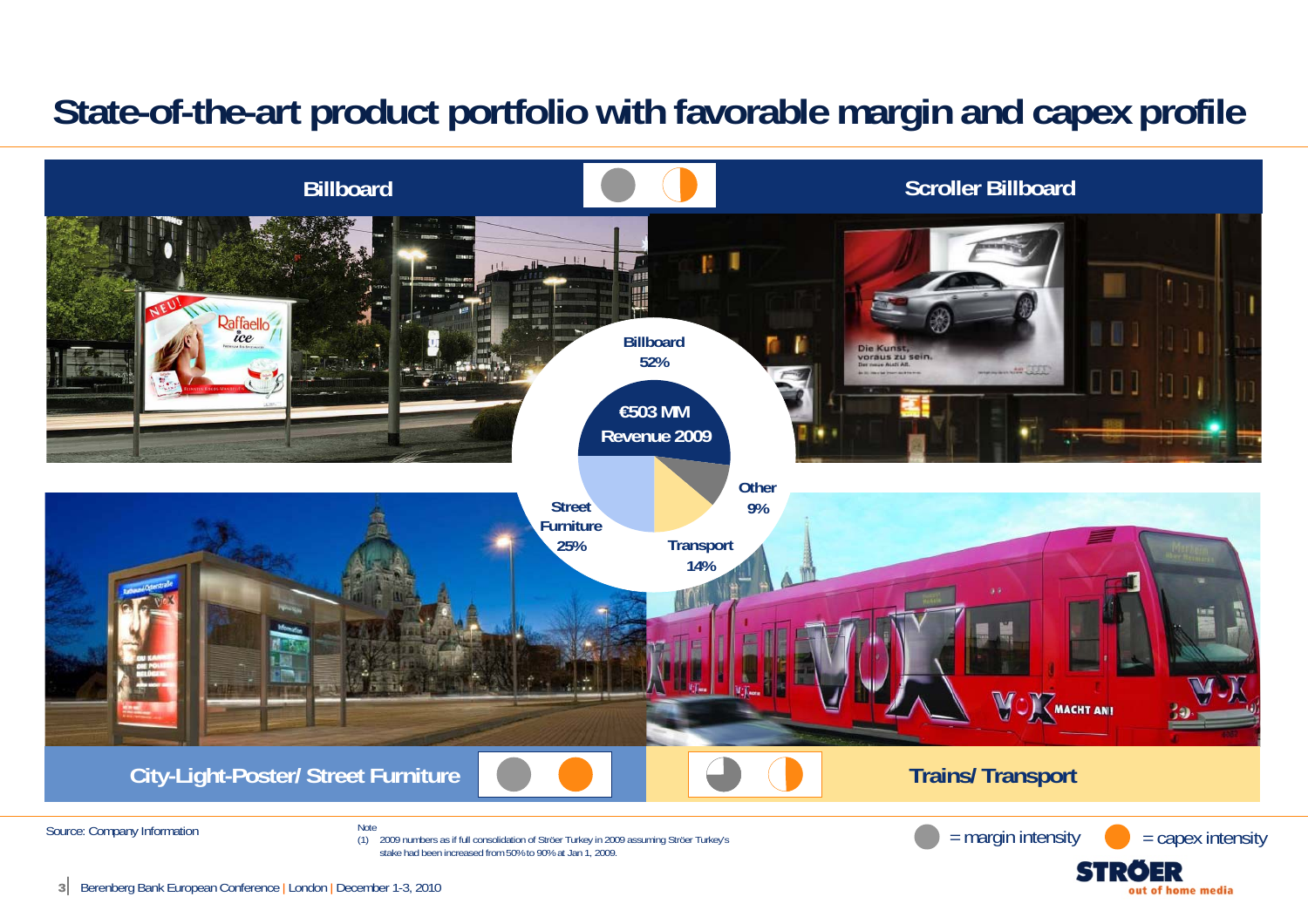# State-of-the-art product portfolio with favorable margin and capex profile

**Billboard**

**Scroller Billboard**

**Billboard 52%**

**€503 MM Revenue 2009**

**Other 9%**

**Street Furniture 25%**

**Transport 14%**

**City-Light-Poster/ Street Furniture**

**Trains/ Transport**

Source: Company Information

Note
(1) 2009 numbers as if full consolidation of Ströer Turkey in 2009 assuming Ströer Turkey's stake had been increased from 50% to 90% at Jan 1, 2009.

= margin intensity = capex intensity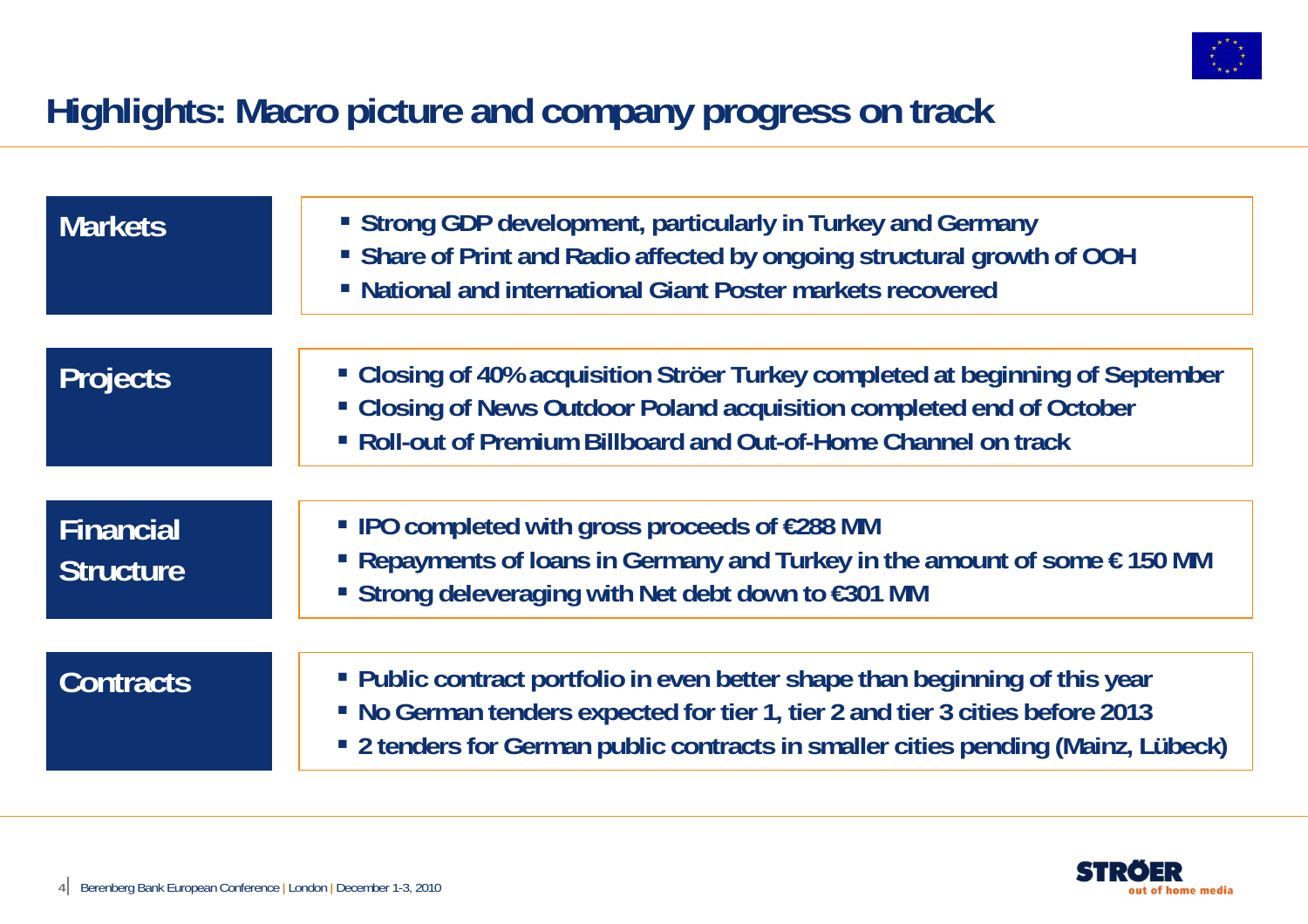# Highlights: Macro picture and company progress on track

## Markets

- Strong GDP development, particularly in Turkey and Germany
- Share of Print and Radio affected by ongoing structural growth of OOH
- National and international Giant Poster markets recovered

## Projects

- Closing of 40% acquisition Ströer Turkey completed at beginning of September
- Closing of News Outdoor Poland acquisition completed end of October
- Roll-out of Premium Billboard and Out-of-Home Channel on track

## Financial Structure

- IPO completed with gross proceeds of €288 MM
- Repayments of loans in Germany and Turkey in the amount of some € 150 MM
- Strong deleveraging with Net debt down to €301 MM

## Contracts

- Public contract portfolio in even better shape than beginning of this year
- No German tenders expected for tier 1, tier 2 and tier 3 cities before 2013
- 2 tenders for German public contracts in smaller cities pending (Mainz, Lübeck)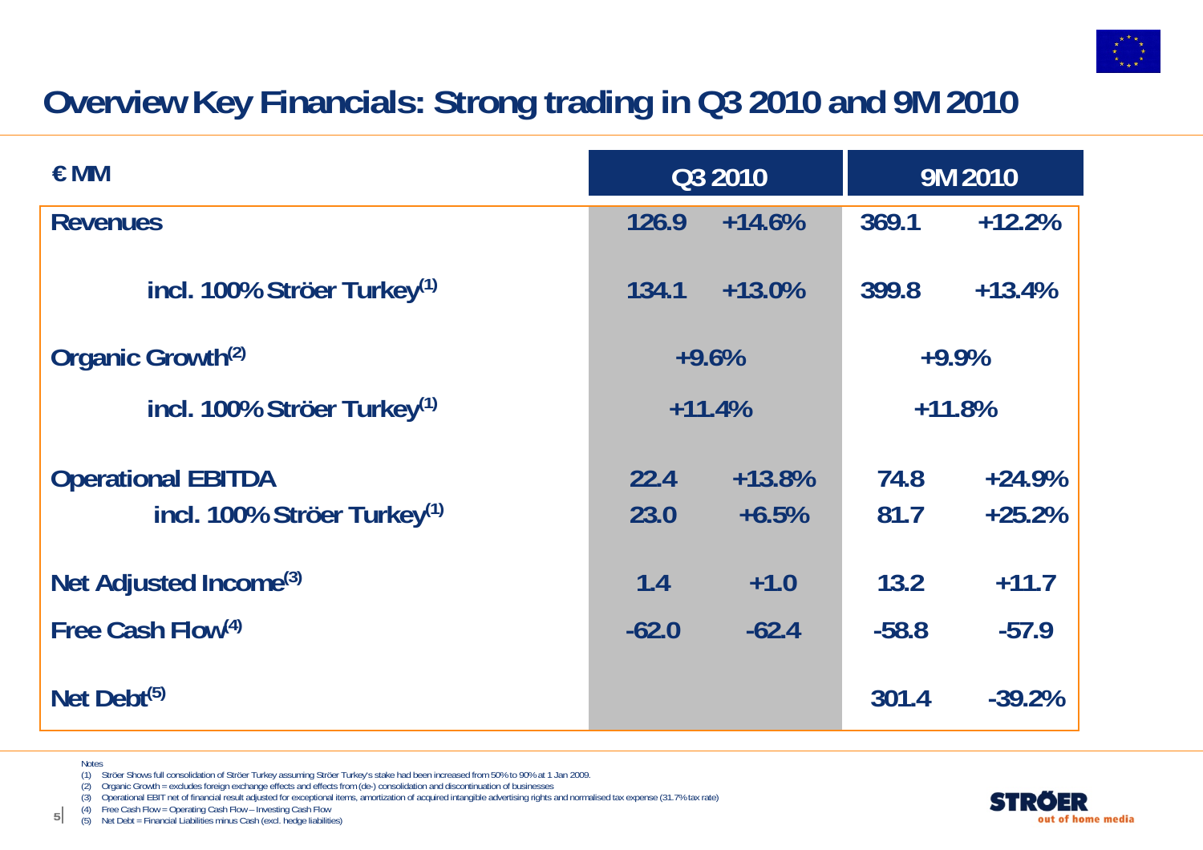# Overview Key Financials: Strong trading in Q3 2010 and 9M 2010

| € MM | Q3 2010 | | 9M 2010 | |
|---|---|---|---|---|
| **Revenues** | 126.9 | +14.6% | 369.1 | +12.2% |
| incl. 100% Ströer Turkey[1] | 134.1 | +13.0% | 399.8 | +13.4% |
| **Organic Growth[2]** | +9.6% | | +9.9% | |
| incl. 100% Ströer Turkey[1] | +11.4% | | +11.8% | |
| **Operational EBITDA** | 22.4 | +13.8% | 74.8 | +24.9% |
| incl. 100% Ströer Turkey[1] | 23.0 | +6.5% | 81.7 | +25.2% |
| **Net Adjusted Income[3]** | 1.4 | +1.0 | 13.2 | +11.7 |
| **Free Cash Flow[4]** | -62.0 | -62.4 | -58.8 | -57.9 |
| **Net Debt[5]** | | | 301.4 | -39.2% |

Notes

(1) Ströer Shows full consolidation of Ströer Turkey assuming Ströer Turkey's stake had been increased from 50% to 90% at 1 Jan 2009.

(2) Organic Growth = excludes foreign exchange effects and effects from (de-) consolidation and discontinuation of businesses

(3) Operational EBIT net of financial result adjusted for exceptional items, amortization of acquired intangible advertising rights and normalised tax expense (31.7% tax rate)

(4) Free Cash Flow = Operating Cash Flow – Investing Cash Flow

(5) Net Debt = Financial Liabilities minus Cash (excl. hedge liabilities)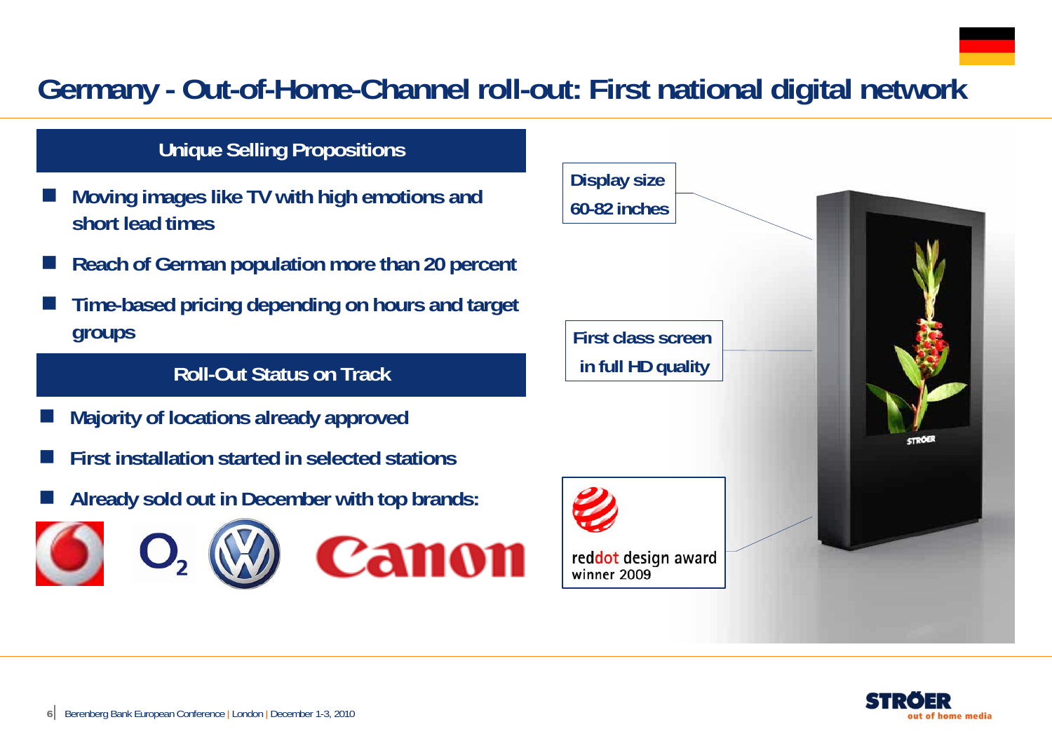# Germany - Out-of-Home-Channel roll-out: First national digital network

## Unique Selling Propositions

- Moving images like TV with high emotions and short lead times
- Reach of German population more than 20 percent
- Time-based pricing depending on hours and target groups

## Roll-Out Status on Track

- Majority of locations already approved
- First installation started in selected stations
- Already sold out in December with top brands:

Display size 60-82 inches

First class screen in full HD quality

reddot design award winner 2009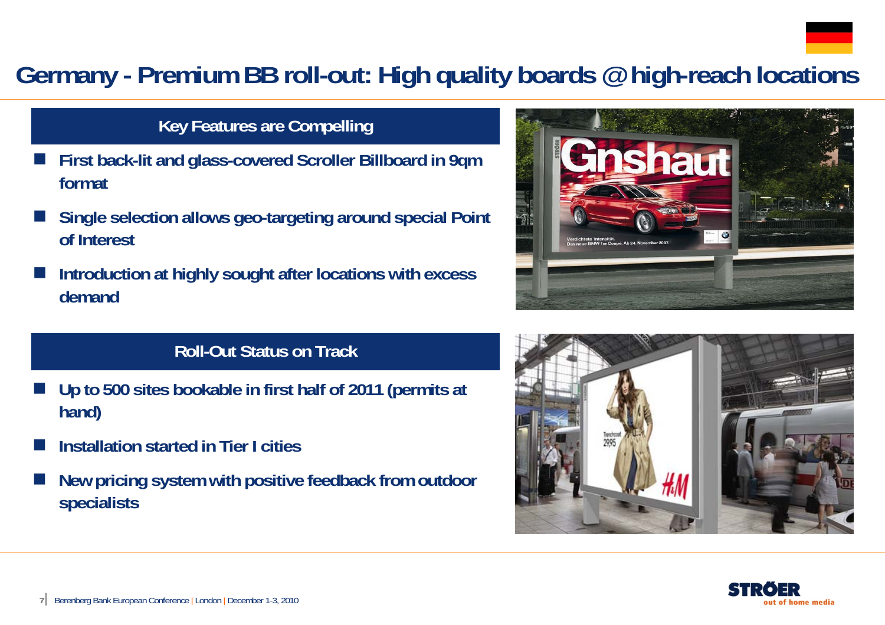# Germany - Premium BB roll-out: High quality boards @ high-reach locations

## Key Features are Compelling

- **First back-lit and glass-covered Scroller Billboard in 9qm format**
- **Single selection allows geo-targeting around special Point of Interest**
- **Introduction at highly sought after locations with excess demand**

## Roll-Out Status on Track

- **Up to 500 sites bookable in first half of 2011 (permits at hand)**
- **Installation started in Tier I cities**
- **New pricing system with positive feedback from outdoor specialists**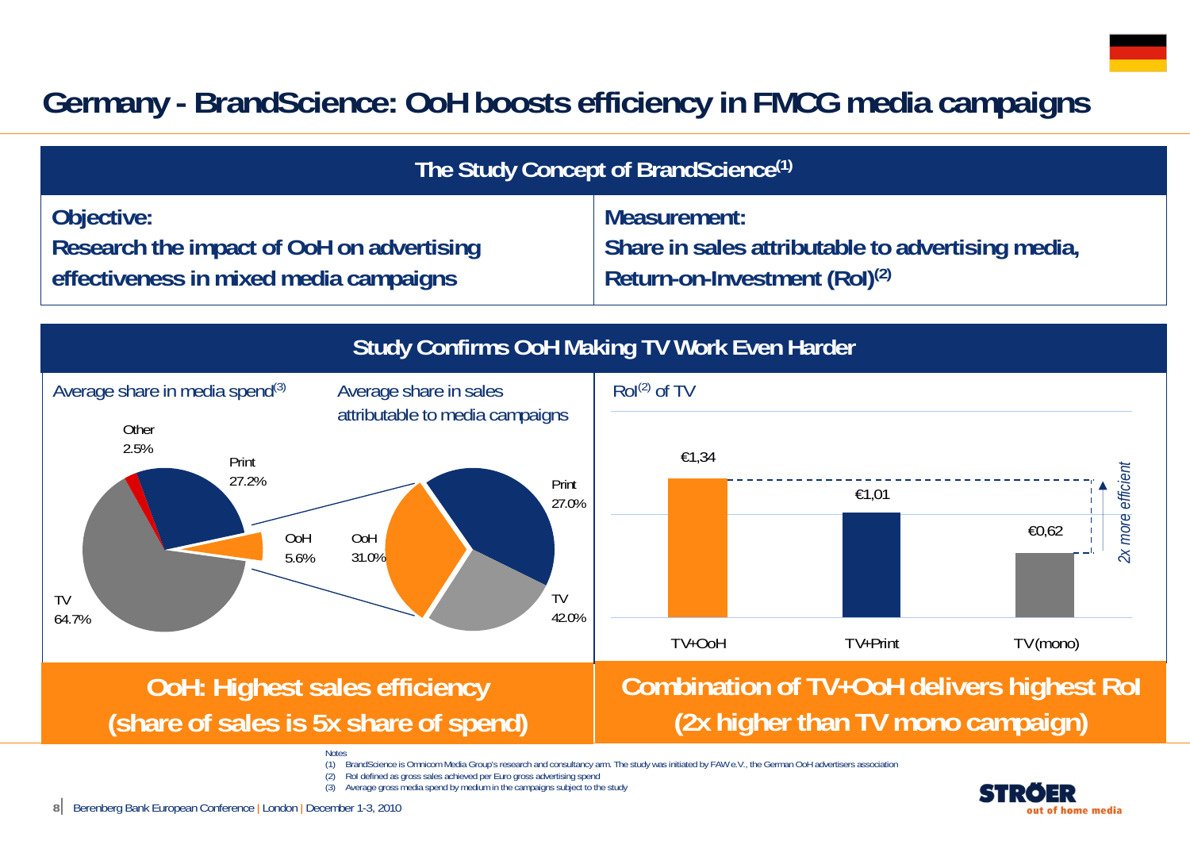# Germany - BrandScience: OoH boosts efficiency in FMCG media campaigns

## The Study Concept of BrandScience[1]

| **Objective:** | **Measurement:** |
|---|---|
| **Research the impact of OoH on advertising effectiveness in mixed media campaigns** | **Share in sales attributable to advertising media, Return-on-Investment (RoI)[2]** |

## Study Confirms OoH Making TV Work Even Harder

Average share in media spend[3]

| Medium | Share |
|---|---|
| TV | 64.7% |
| Print | 27.2% |
| OoH | 5.6% |
| Other | 2.5% |

Average share in sales attributable to media campaigns

| Medium | Share |
|---|---|
| TV | 42.0% |
| OoH | 31.0% |
| Print | 27.0% |

RoI[2] of TV

| Campaign | RoI |
|---|---|
| TV+OoH | €1,34 |
| TV+Print | €1,01 |
| TV (mono) | €0,62 |

*2x more efficient*

**OoH: Highest sales efficiency (share of sales is 5x share of spend)**

**Combination of TV+OoH delivers highest RoI (2x higher than TV mono campaign)**

Notes

(1) BrandScience is Omnicom Media Group's research and consultancy arm. The study was initiated by FAW e.V., the German OoH advertisers association

(2) RoI defined as gross sales achieved per Euro gross advertising spend

(3) Average gross media spend by medium in the campaigns subject to the study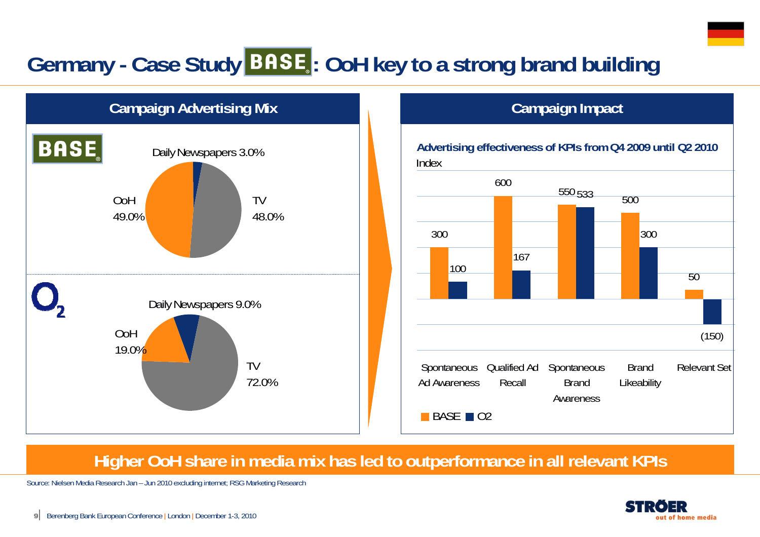# Germany - Case Study BASE: OoH key to a strong brand building

## Campaign Advertising Mix

**BASE**

| Medium | Share |
|---|---|
| Daily Newspapers | 3.0% |
| TV | 48.0% |
| OoH | 49.0% |

**O2**

| Medium | Share |
|---|---|
| Daily Newspapers | 9.0% |
| TV | 72.0% |
| OoH | 19.0% |

## Campaign Impact

**Advertising effectiveness of KPIs from Q4 2009 until Q2 2010**

Index

| KPI | BASE | O2 |
|---|---|---|
| Spontaneous Ad Awareness | 300 | 100 |
| Qualified Ad Recall | 600 | 167 |
| Spontaneous Brand Awareness | 550 | 533 |
| Brand Likeability | 500 | 300 |
| Relevant Set | 50 | (150) |

**Higher OoH share in media mix has led to outperformance in all relevant KPIs**

Source: Nielsen Media Research Jan – Jun 2010 excluding internet; RSG Marketing Research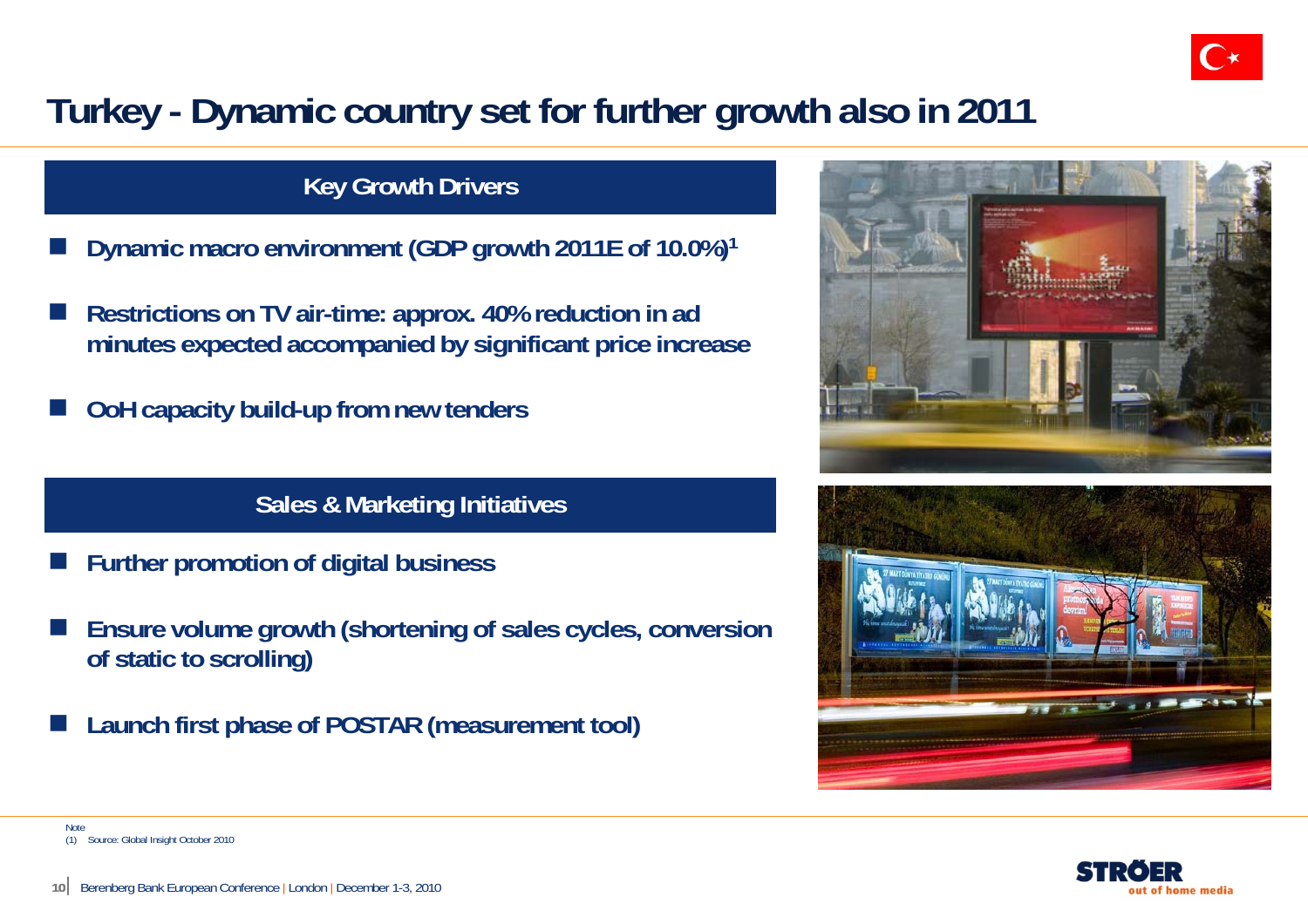# Turkey - Dynamic country set for further growth also in 2011

## Key Growth Drivers

- Dynamic macro environment (GDP growth 2011E of 10.0%)[1]
- Restrictions on TV air-time: approx. 40% reduction in ad minutes expected accompanied by significant price increase
- OoH capacity build-up from new tenders

## Sales & Marketing Initiatives

- Further promotion of digital business
- Ensure volume growth (shortening of sales cycles, conversion of static to scrolling)
- Launch first phase of POSTAR (measurement tool)

Note
(1) Source: Global Insight October 2010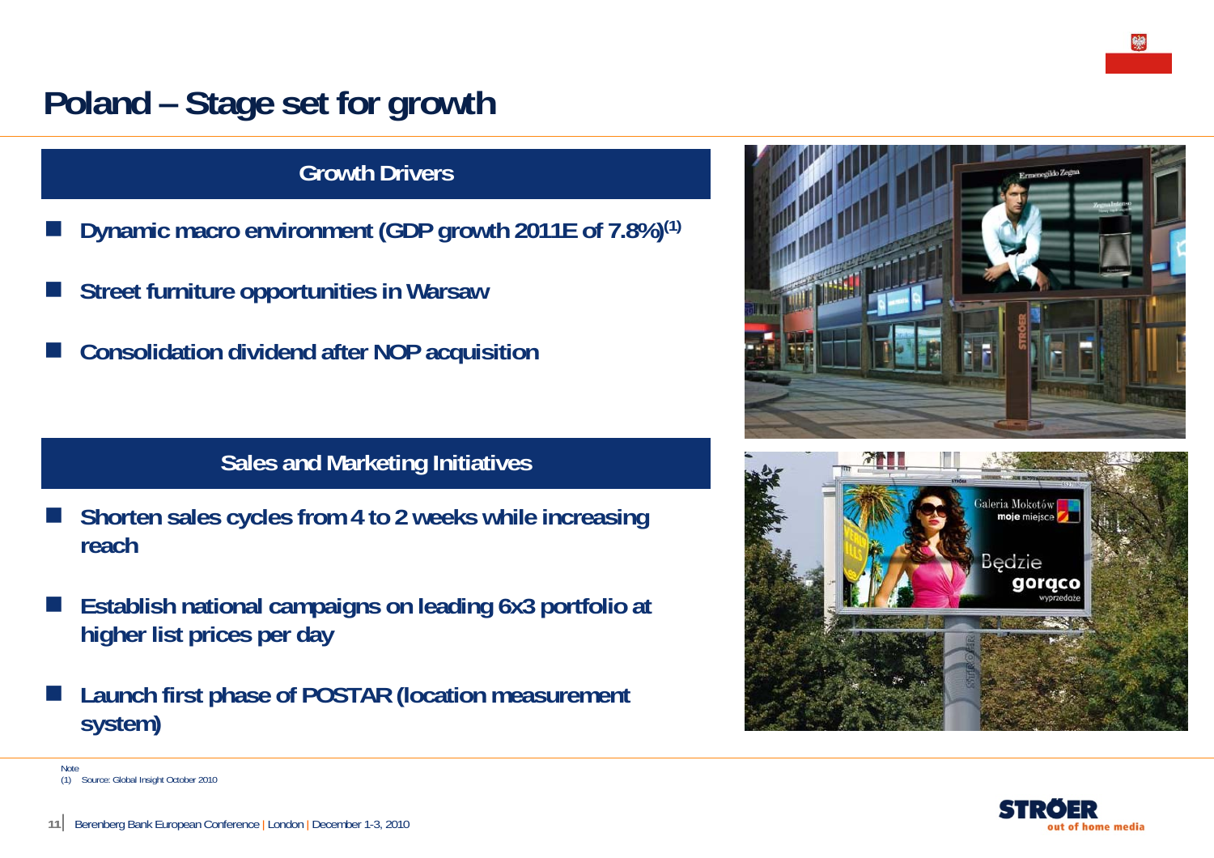# Poland – Stage set for growth

## Growth Drivers

- Dynamic macro environment (GDP growth 2011E of 7.8%)[1]
- Street furniture opportunities in Warsaw
- Consolidation dividend after NOP acquisition

## Sales and Marketing Initiatives

- Shorten sales cycles from 4 to 2 weeks while increasing reach
- Establish national campaigns on leading 6x3 portfolio at higher list prices per day
- Launch first phase of POSTAR (location measurement system)

Note
(1) Source: Global Insight October 2010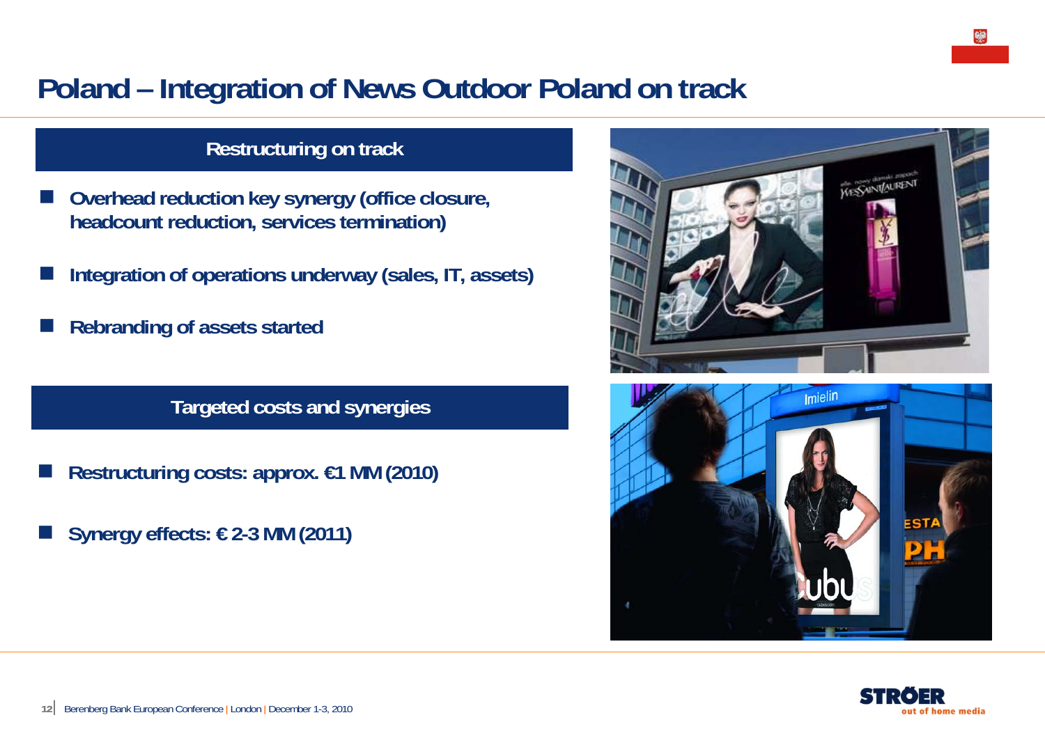# Poland – Integration of News Outdoor Poland on track

## Restructuring on track

- Overhead reduction key synergy (office closure, headcount reduction, services termination)
- Integration of operations underway (sales, IT, assets)
- Rebranding of assets started

## Targeted costs and synergies

- Restructuring costs: approx. €1 MM (2010)
- Synergy effects: € 2-3 MM (2011)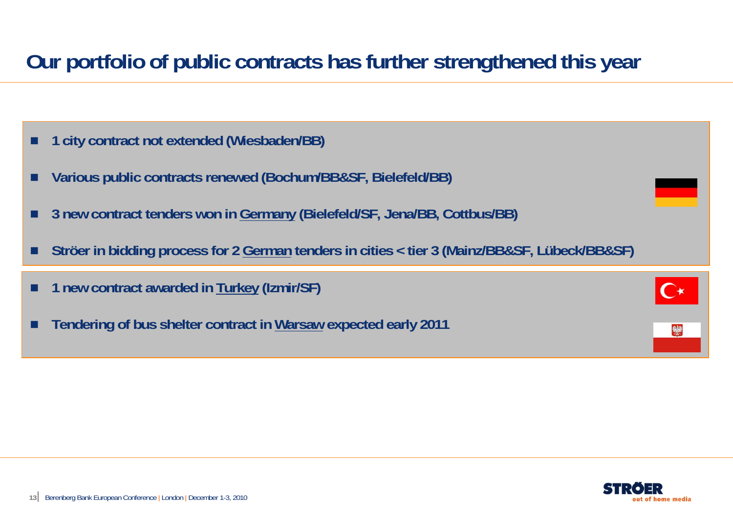# Our portfolio of public contracts has further strengthened this year

- **1 city contract not extended (Wiesbaden/BB)**
- **Various public contracts renewed (Bochum/BB&SF, Bielefeld/BB)**
- **3 new contract tenders won in <u>Germany</u> (Bielefeld/SF, Jena/BB, Cottbus/BB)**
- **Ströer in bidding process for 2 <u>German</u> tenders in cities < tier 3 (Mainz/BB&SF, Lübeck/BB&SF)**

- **1 new contract awarded in <u>Turkey</u> (Izmir/SF)**
- **Tendering of bus shelter contract in <u>Warsaw</u> expected early 2011**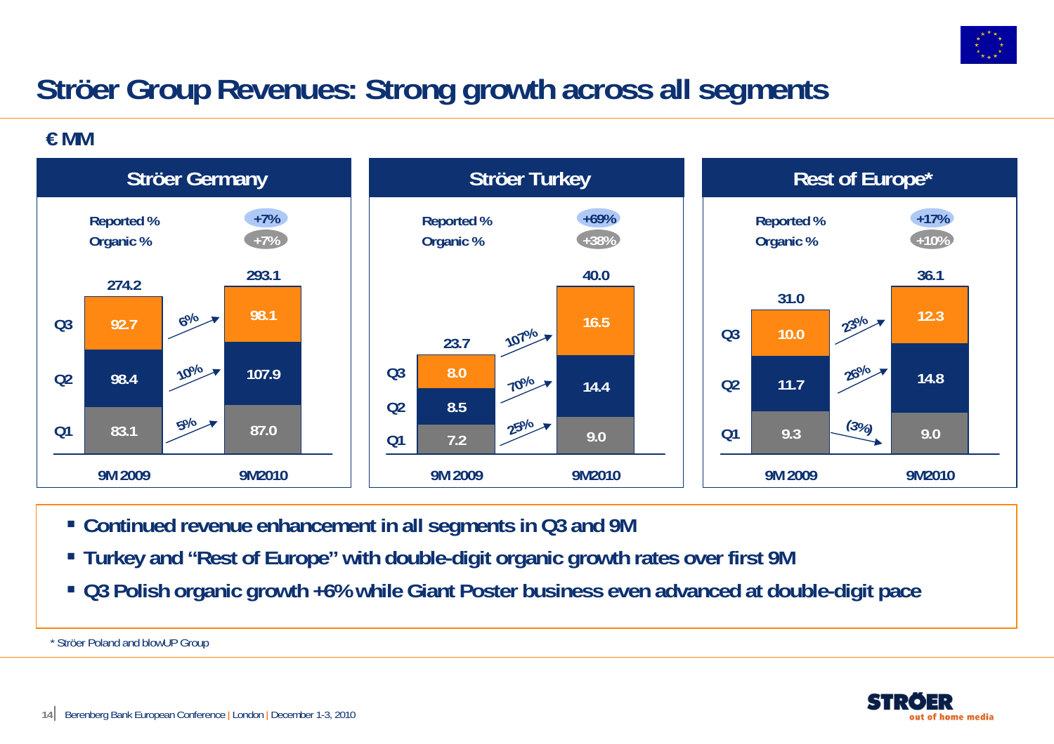# Ströer Group Revenues: Strong growth across all segments

€ MM

## Ströer Germany

| | 9M 2009 | 9M2010 | Growth |
|---|---|---|---|
| Q1 | 83.1 | 87.0 | 5% |
| Q2 | 98.4 | 107.9 | 10% |
| Q3 | 92.7 | 98.1 | 6% |
| Total | 274.2 | 293.1 | |

Reported %: +7%
Organic %: +7%

## Ströer Turkey

| | 9M 2009 | 9M2010 | Growth |
|---|---|---|---|
| Q1 | 7.2 | 9.0 | 25% |
| Q2 | 8.5 | 14.4 | 70% |
| Q3 | 8.0 | 16.5 | 107% |
| Total | 23.7 | 40.0 | |

Reported %: +69%
Organic %: +38%

## Rest of Europe*

| | 9M 2009 | 9M2010 | Growth |
|---|---|---|---|
| Q1 | 9.3 | 9.0 | (3%) |
| Q2 | 11.7 | 14.8 | 26% |
| Q3 | 10.0 | 12.3 | 23% |
| Total | 31.0 | 36.1 | |

Reported %: +17%
Organic %: +10%

- **Continued revenue enhancement in all segments in Q3 and 9M**
- **Turkey and "Rest of Europe" with double-digit organic growth rates over first 9M**
- **Q3 Polish organic growth +6% while Giant Poster business even advanced at double-digit pace**

\* Ströer Poland and blowUP Group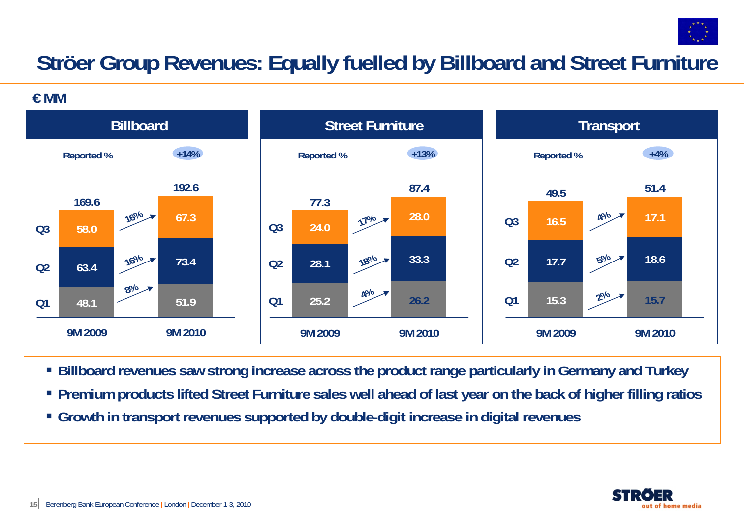# Ströer Group Revenues: Equally fuelled by Billboard and Street Furniture

€ MM

## Billboard

Reported %: +14%

| | 9M 2009 | Growth | 9M 2010 |
|---|---|---|---|
| Q1 | 48.1 | 8% | 51.9 |
| Q2 | 63.4 | 16% | 73.4 |
| Q3 | 58.0 | 16% | 67.3 |
| Total | 169.6 | | 192.6 |

## Street Furniture

Reported %: +13%

| | 9M 2009 | Growth | 9M 2010 |
|---|---|---|---|
| Q1 | 25.2 | 4% | 26.2 |
| Q2 | 28.1 | 18% | 33.3 |
| Q3 | 24.0 | 17% | 28.0 |
| Total | 77.3 | | 87.4 |

## Transport

Reported %: +4%

| | 9M 2009 | Growth | 9M 2010 |
|---|---|---|---|
| Q1 | 15.3 | 2% | 15.7 |
| Q2 | 17.7 | 5% | 18.6 |
| Q3 | 16.5 | 4% | 17.1 |
| Total | 49.5 | | 51.4 |

- **Billboard revenues saw strong increase across the product range particularly in Germany and Turkey**
- **Premium products lifted Street Furniture sales well ahead of last year on the back of higher filling ratios**
- **Growth in transport revenues supported by double-digit increase in digital revenues**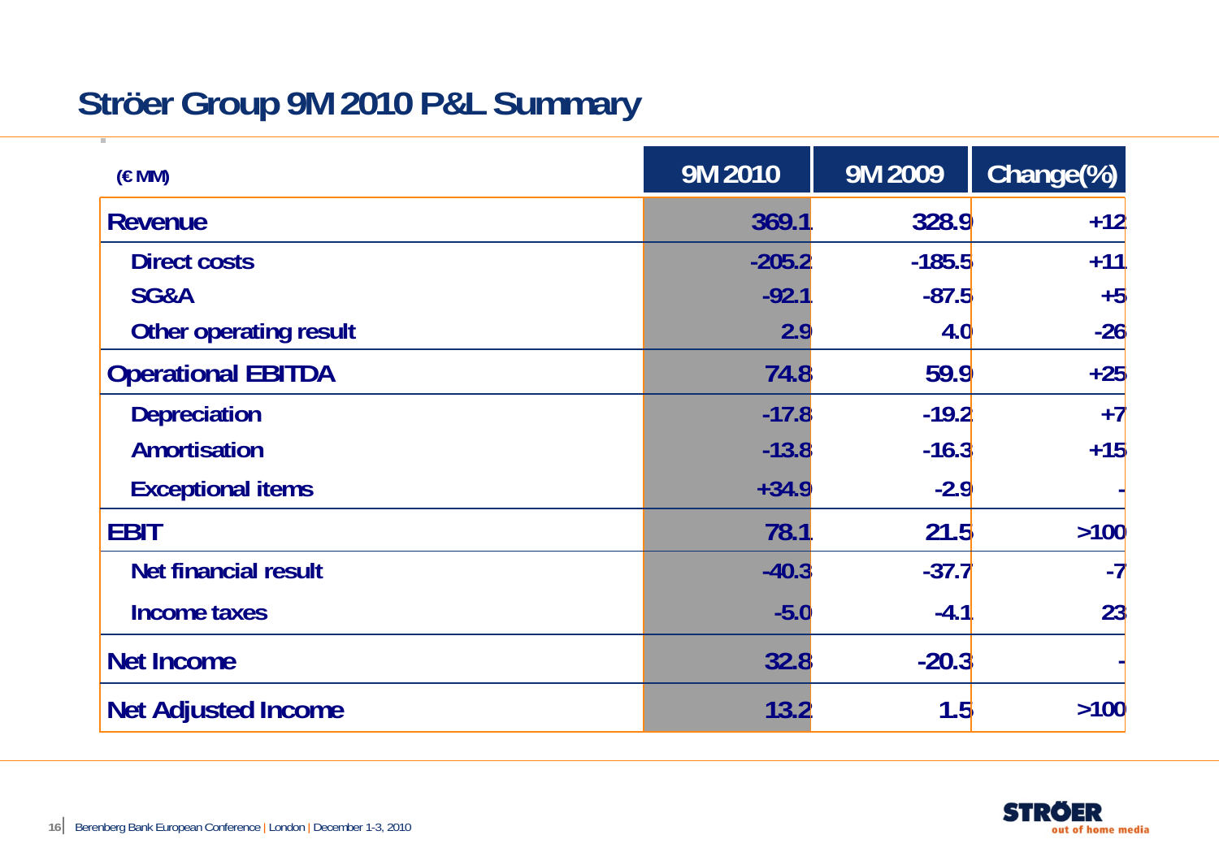# Ströer Group 9M 2010 P&L Summary

| (€ MM) | 9M 2010 | 9M 2009 | Change(%) |
|---|---|---|---|
| **Revenue** | 369.1 | 328.9 | +12 |
| Direct costs | -205.2 | -185.5 | +11 |
| SG&A | -92.1 | -87.5 | +5 |
| Other operating result | 2.9 | 4.0 | -26 |
| **Operational EBITDA** | 74.8 | 59.9 | +25 |
| Depreciation | -17.8 | -19.2 | +7 |
| Amortisation | -13.8 | -16.3 | +15 |
| Exceptional items | +34.9 | -2.9 | - |
| **EBIT** | 78.1 | 21.5 | >100 |
| Net financial result | -40.3 | -37.7 | -7 |
| Income taxes | -5.0 | -4.1 | 23 |
| **Net Income** | 32.8 | -20.3 | - |
| **Net Adjusted Income** | 13.2 | 1.5 | >100 |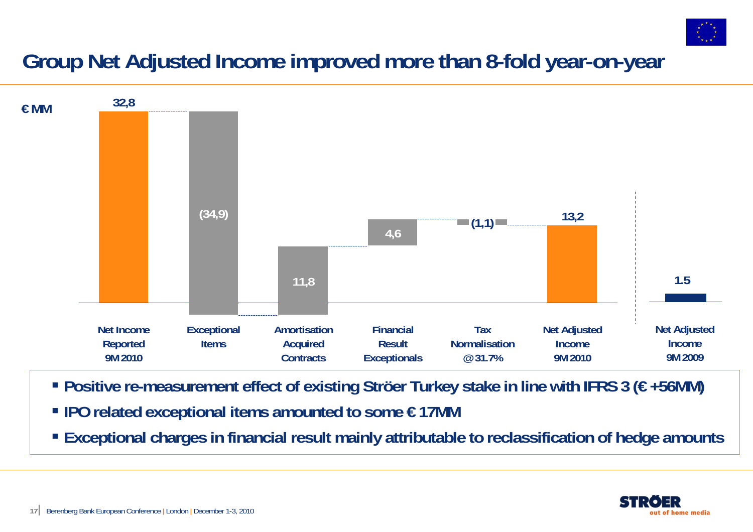# Group Net Adjusted Income improved more than 8-fold year-on-year

€ MM

| | Net Income Reported 9M 2010 | Exceptional Items | Amortisation Acquired Contracts | Financial Result Exceptionals | Tax Normalisation @31.7% | Net Adjusted Income 9M 2010 | Net Adjusted Income 9M 2009 |
|---|---|---|---|---|---|---|---|
| € MM | 32,8 | (34,9) | 11,8 | 4,6 | (1,1) | 13,2 | 1.5 |

- **Positive re-measurement effect of existing Ströer Turkey stake in line with IFRS 3 (€ +56MM)**
- **IPO related exceptional items amounted to some € 17MM**
- **Exceptional charges in financial result mainly attributable to reclassification of hedge amounts**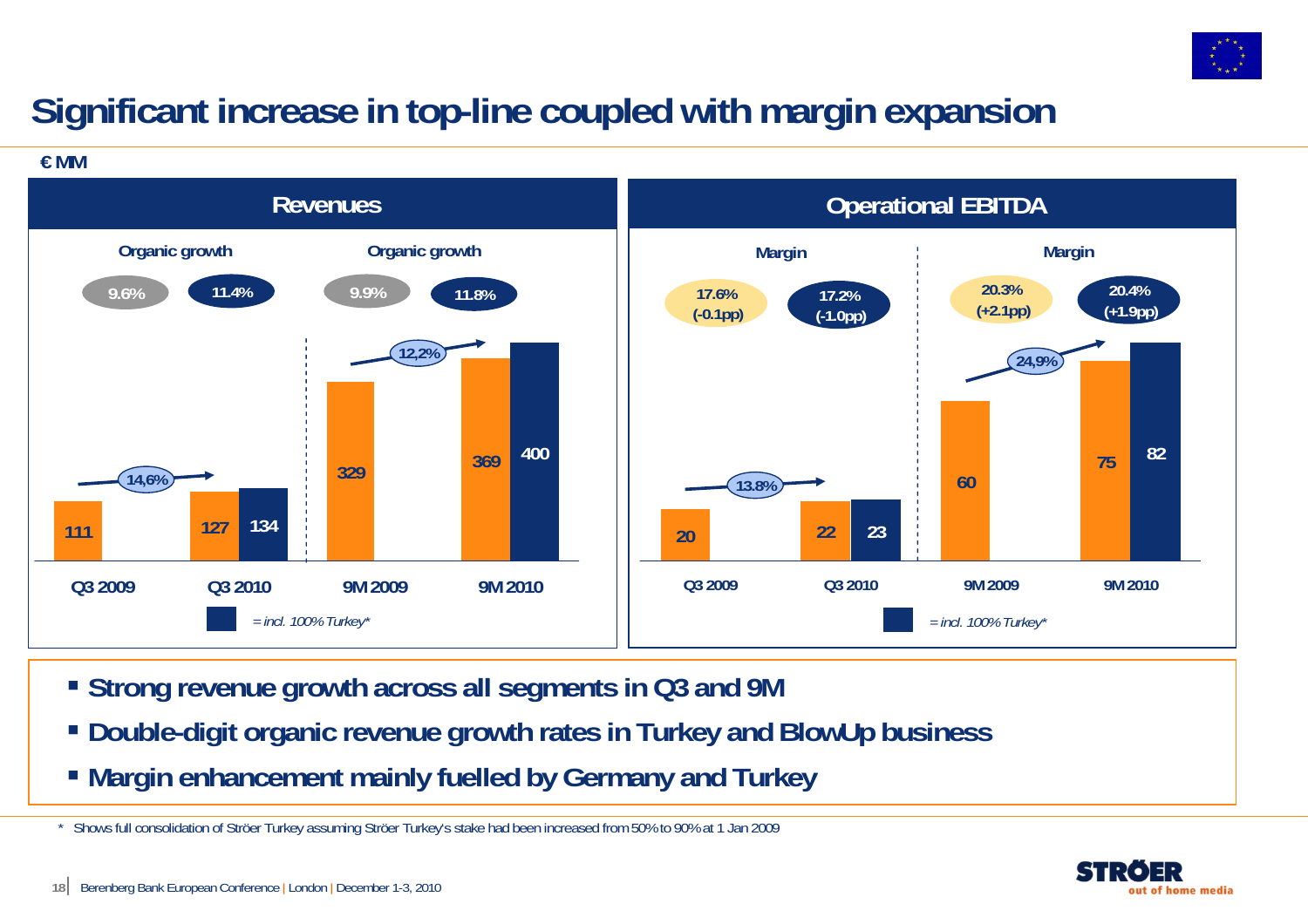# Significant increase in top-line coupled with margin expansion

€ MM

## Revenues

| | Q3 2009 | Q3 2010 | Q3 2010 (incl. 100% Turkey*) | 9M 2009 | 9M 2010 | 9M 2010 (incl. 100% Turkey*) |
|---|---|---|---|---|---|---|
| Revenues | 111 | 127 | 134 | 329 | 369 | 400 |
| Organic growth | | 9.6% | 11.4% | | 9.9% | 11.8% |

Growth: Q3 2009 to Q3 2010: 14,6%; 9M 2009 to 9M 2010: 12,2%

## Operational EBITDA

| | Q3 2009 | Q3 2010 | Q3 2010 (incl. 100% Turkey*) | 9M 2009 | 9M 2010 | 9M 2010 (incl. 100% Turkey*) |
|---|---|---|---|---|---|---|
| Operational EBITDA | 20 | 22 | 23 | 60 | 75 | 82 |
| Margin | | 17.6% (-0.1pp) | 17.2% (-1.0pp) | | 20.3% (+2.1pp) | 20.4% (+1.9pp) |

Growth: Q3 2009 to Q3 2010: 13.8%; 9M 2009 to 9M 2010: 24,9%

▪ = incl. 100% Turkey*

- **Strong revenue growth across all segments in Q3 and 9M**
- **Double-digit organic revenue growth rates in Turkey and BlowUp business**
- **Margin enhancement mainly fuelled by Germany and Turkey**

\* Shows full consolidation of Ströer Turkey assuming Ströer Turkey's stake had been increased from 50% to 90% at 1 Jan 2009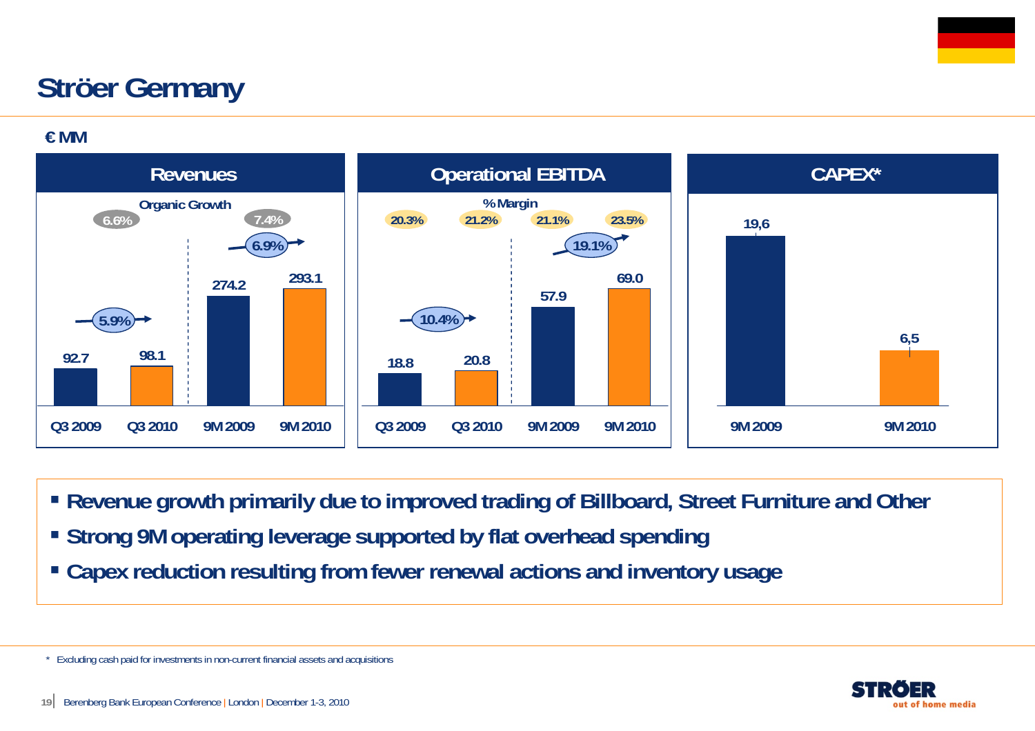# Ströer Germany

€ MM

### Revenues

| | Q3 2009 | Q3 2010 | 9M 2009 | 9M 2010 |
|---|---|---|---|---|
| Revenues | 92.7 | 98.1 | 274.2 | 293.1 |

Organic Growth: Q3: 6.6%; 9M: 7.4%

Growth: Q3 2009 → Q3 2010: 5.9%; 9M 2009 → 9M 2010: 6.9%

### Operational EBITDA

| | Q3 2009 | Q3 2010 | 9M 2009 | 9M 2010 |
|---|---|---|---|---|
| Operational EBITDA | 18.8 | 20.8 | 57.9 | 69.0 |
| % Margin | 20.3% | 21.2% | 21.1% | 23.5% |

Growth: Q3 2009 → Q3 2010: 10.4%; 9M 2009 → 9M 2010: 19.1%

### CAPEX*

| | 9M 2009 | 9M 2010 |
|---|---|---|
| CAPEX* | 19,6 | 6,5 |

- **Revenue growth primarily due to improved trading of Billboard, Street Furniture and Other**
- **Strong 9M operating leverage supported by flat overhead spending**
- **Capex reduction resulting from fewer renewal actions and inventory usage**

* Excluding cash paid for investments in non-current financial assets and acquisitions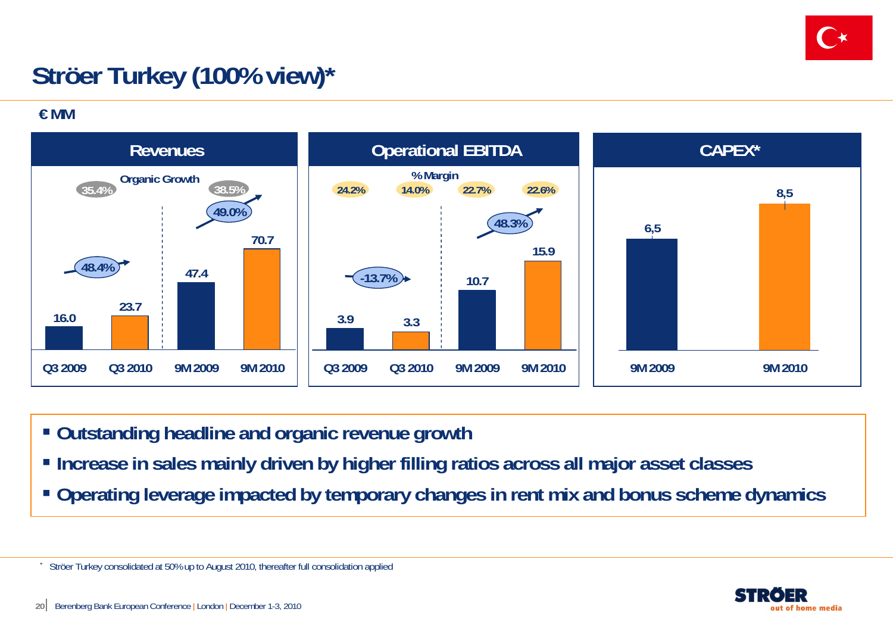# Ströer Turkey (100% view)*

€ MM

## Revenues

| | Q3 2009 | Q3 2010 | 9M 2009 | 9M 2010 |
|---|---|---|---|---|
| Revenues | 16.0 | 23.7 | 47.4 | 70.7 |

Growth: Q3 48.4%; 9M 49.0%

Organic Growth: Q3 35.4%; 9M 38.5%

## Operational EBITDA

| | Q3 2009 | Q3 2010 | 9M 2009 | 9M 2010 |
|---|---|---|---|---|
| Operational EBITDA | 3.9 | 3.3 | 10.7 | 15.9 |
| % Margin | 24.2% | 14.0% | 22.7% | 22.6% |

Growth: Q3 -13.7%; 9M 48.3%

## CAPEX*

| | 9M 2009 | 9M 2010 |
|---|---|---|
| CAPEX | 6,5 | 8,5 |

- Outstanding headline and organic revenue growth
- Increase in sales mainly driven by higher filling ratios across all major asset classes
- Operating leverage impacted by temporary changes in rent mix and bonus scheme dynamics

* Ströer Turkey consolidated at 50% up to August 2010, thereafter full consolidation applied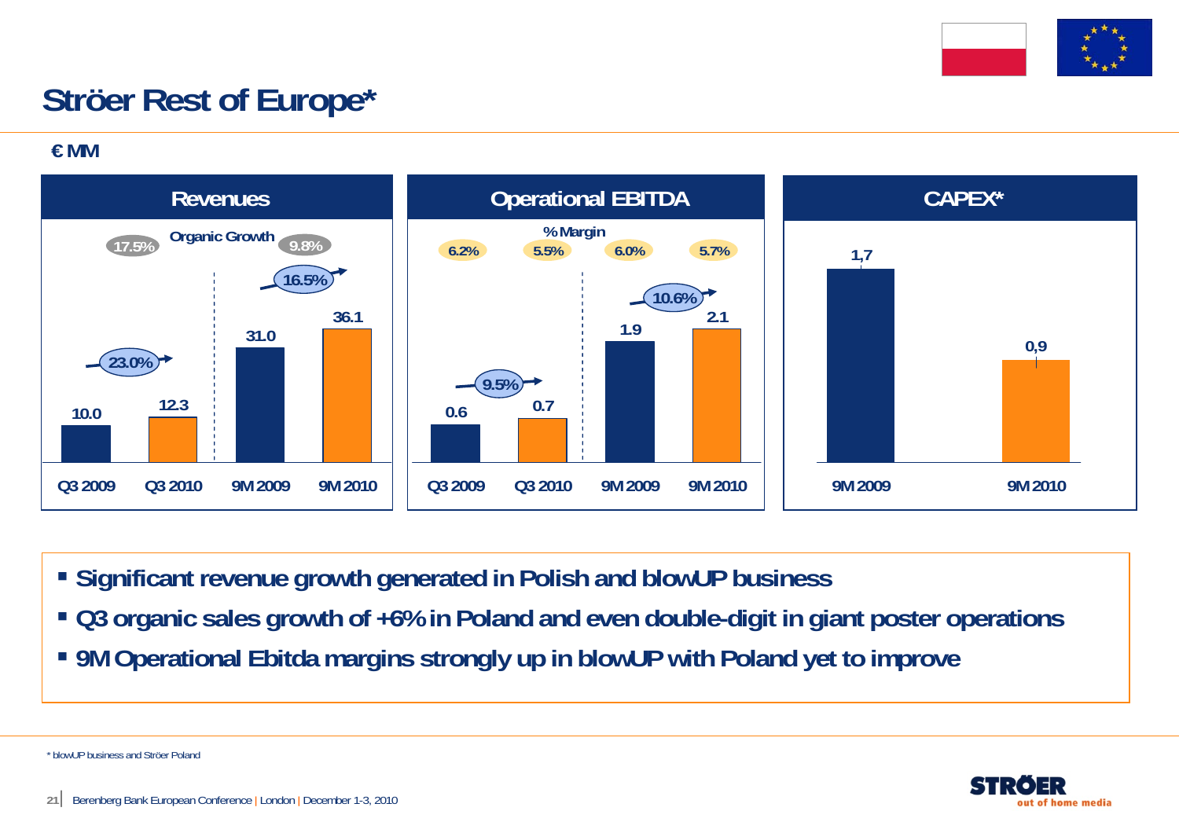# Ströer Rest of Europe*

€ MM

## Revenues

Organic Growth: 17.5% (Q3), 9.8% (9M)

| | Q3 2009 | Q3 2010 | 9M 2009 | 9M 2010 |
|---|---|---|---|---|
| Revenues | 10.0 | 12.3 | 31.0 | 36.1 |
| Growth | | 23.0% | | 16.5% |

## Operational EBITDA

| | Q3 2009 | Q3 2010 | 9M 2009 | 9M 2010 |
|---|---|---|---|---|
| Operational EBITDA | 0.6 | 0.7 | 1.9 | 2.1 |
| % Margin | 6.2% | 5.5% | 6.0% | 5.7% |
| Growth | | 9.5% | | 10.6% |

## CAPEX*

| | 9M 2009 | 9M 2010 |
|---|---|---|
| CAPEX | 1,7 | 0,9 |

- Significant revenue growth generated in Polish and blowUP business
- Q3 organic sales growth of +6% in Poland and even double-digit in giant poster operations
- 9M Operational Ebitda margins strongly up in blowUP with Poland yet to improve

\* blowUP business and Ströer Poland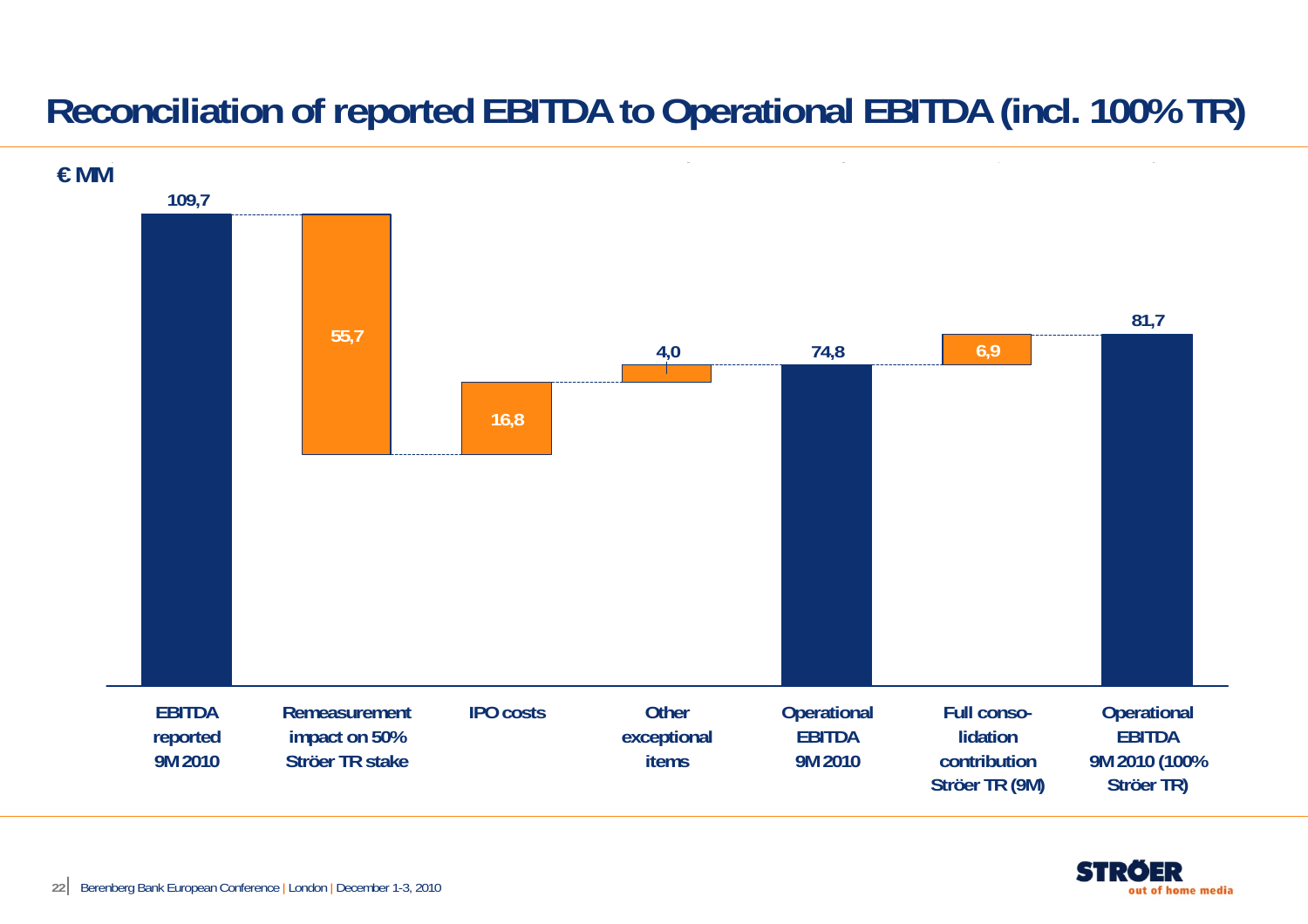# Reconciliation of reported EBITDA to Operational EBITDA (incl. 100% TR)

€ MM

| EBITDA reported 9M 2010 | Remeasurement impact on 50% Ströer TR stake | IPO costs | Other exceptional items | Operational EBITDA 9M 2010 | Full conso-lidation contribution Ströer TR (9M) | Operational EBITDA 9M 2010 (100% Ströer TR) |
|---|---|---|---|---|---|---|
| 109,7 | 55,7 | 16,8 | 4,0 | 74,8 | 6,9 | 81,7 |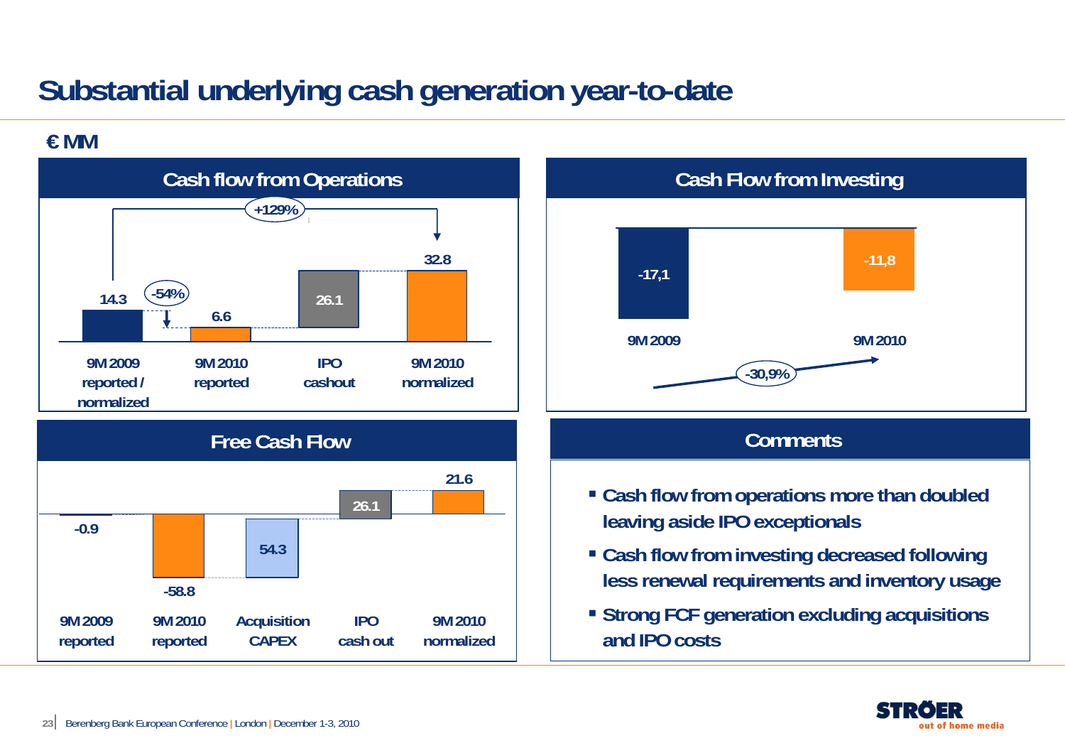# Substantial underlying cash generation year-to-date

€ MM

## Cash flow from Operations

| 9M 2009 reported / normalized | 9M 2010 reported | IPO cashout | 9M 2010 normalized |
|---|---|---|---|
| 14.3 | 6.6 | 26.1 | 32.8 |

-54% (9M 2009 to 9M 2010 reported); +129% (9M 2009 to 9M 2010 normalized)

## Cash Flow from Investing

| 9M 2009 | 9M 2010 |
|---|---|
| -17,1 | -11,8 |

-30,9%

## Free Cash Flow

| 9M 2009 reported | 9M 2010 reported | Acquisition CAPEX | IPO cash out | 9M 2010 normalized |
|---|---|---|---|---|
| -0.9 | -58.8 | 54.3 | 26.1 | 21.6 |

## Comments

- Cash flow from operations more than doubled leaving aside IPO exceptionals
- Cash flow from investing decreased following less renewal requirements and inventory usage
- Strong FCF generation excluding acquisitions and IPO costs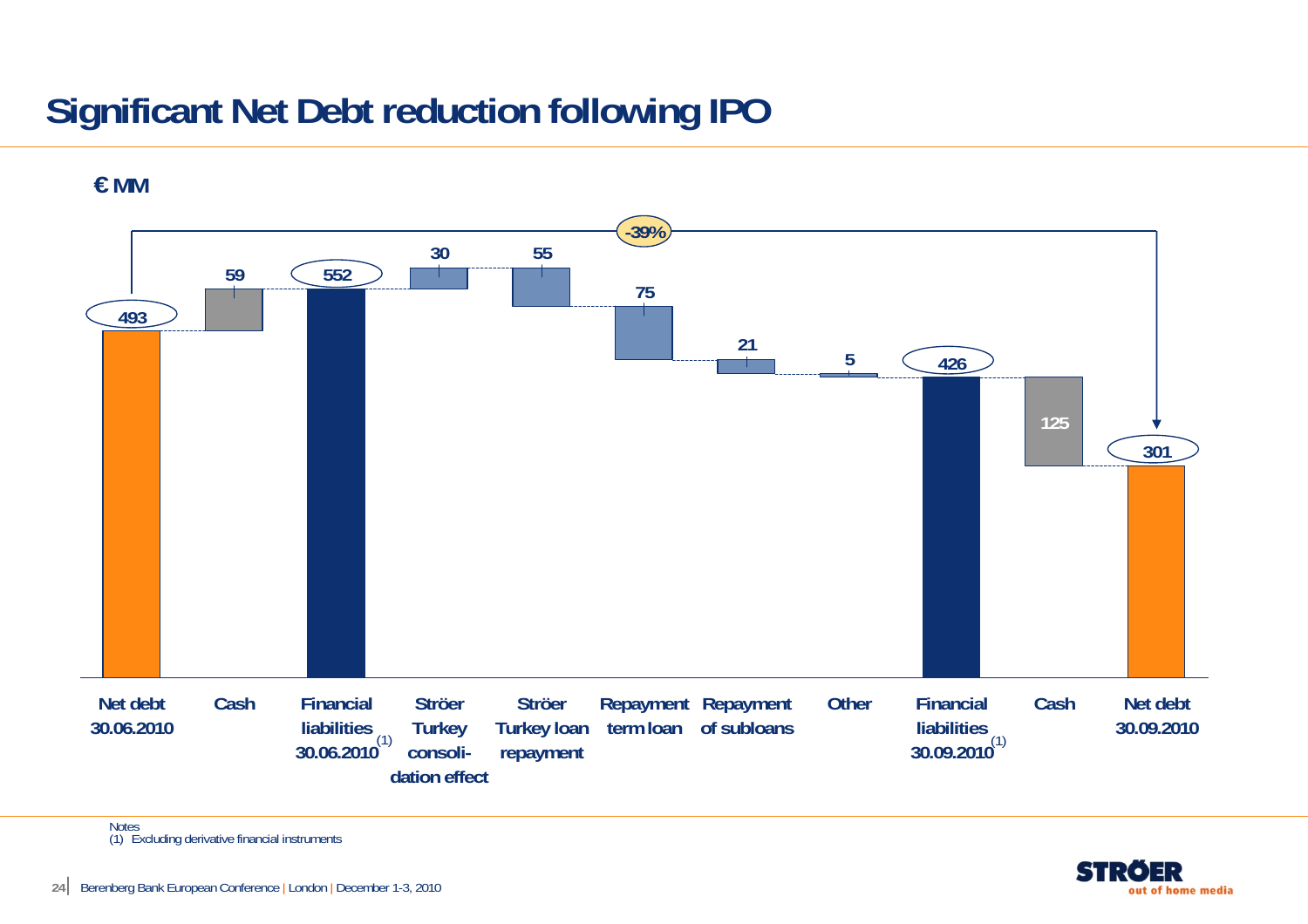# Significant Net Debt reduction following IPO

€ MM

| | Net debt 30.06.2010 | Cash | Financial liabilities 30.06.2010 (1) | Ströer Turkey consolidation effect | Ströer Turkey loan repayment | Repayment term loan | Repayment of subloans | Other | Financial liabilities 30.09.2010 (1) | Cash | Net debt 30.09.2010 |
|---|---|---|---|---|---|---|---|---|---|---|---|
| € MM | 493 | 59 | 552 | 30 | 55 | 75 | 21 | 5 | 426 | 125 | 301 |

Change in net debt from 30.06.2010 to 30.09.2010: -39%

Notes
(1) Excluding derivative financial instruments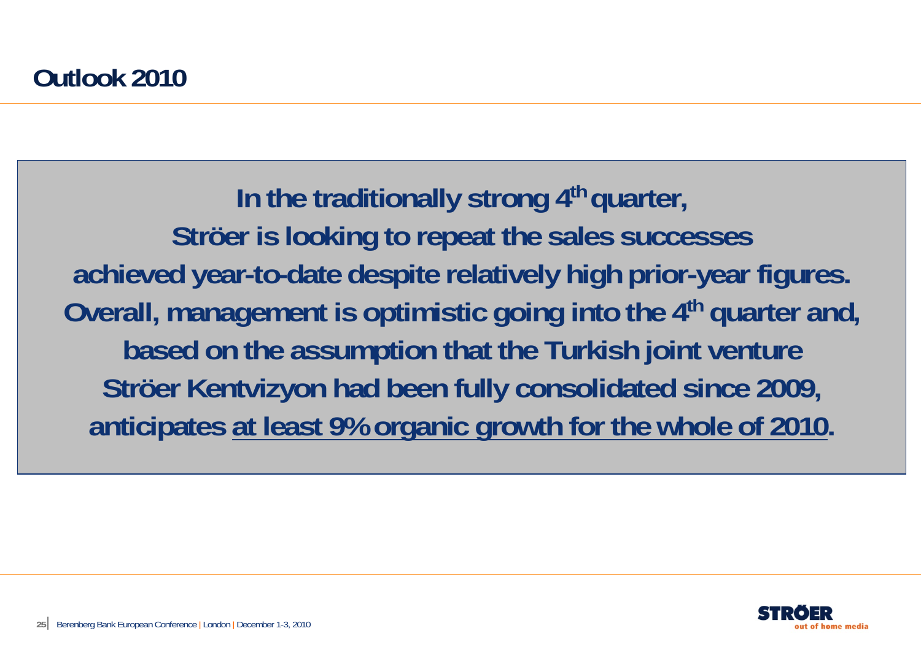# Outlook 2010

**In the traditionally strong 4th quarter,**
**Ströer is looking to repeat the sales successes**
**achieved year-to-date despite relatively high prior-year figures.**
**Overall, management is optimistic going into the 4th quarter and,**
**based on the assumption that the Turkish joint venture**
**Ströer Kentvizyon had been fully consolidated since 2009,**
**anticipates <u>at least 9% organic growth for the whole of 2010</u>.**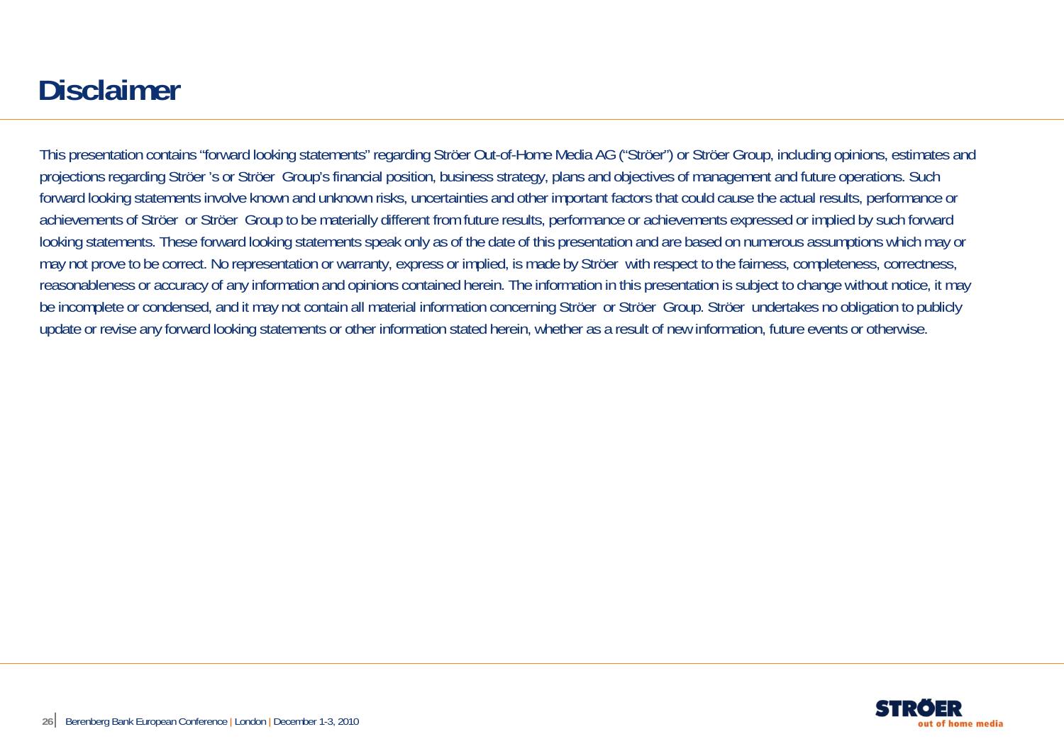# Disclaimer

This presentation contains “forward looking statements” regarding Ströer Out-of-Home Media AG (“Ströer”) or Ströer Group, including opinions, estimates and projections regarding Ströer ’s or Ströer Group’s financial position, business strategy, plans and objectives of management and future operations. Such forward looking statements involve known and unknown risks, uncertainties and other important factors that could cause the actual results, performance or achievements of Ströer or Ströer Group to be materially different from future results, performance or achievements expressed or implied by such forward looking statements. These forward looking statements speak only as of the date of this presentation and are based on numerous assumptions which may or may not prove to be correct. No representation or warranty, express or implied, is made by Ströer with respect to the fairness, completeness, correctness, reasonableness or accuracy of any information and opinions contained herein. The information in this presentation is subject to change without notice, it may be incomplete or condensed, and it may not contain all material information concerning Ströer or Ströer Group. Ströer undertakes no obligation to publicly update or revise any forward looking statements or other information stated herein, whether as a result of new information, future events or otherwise.